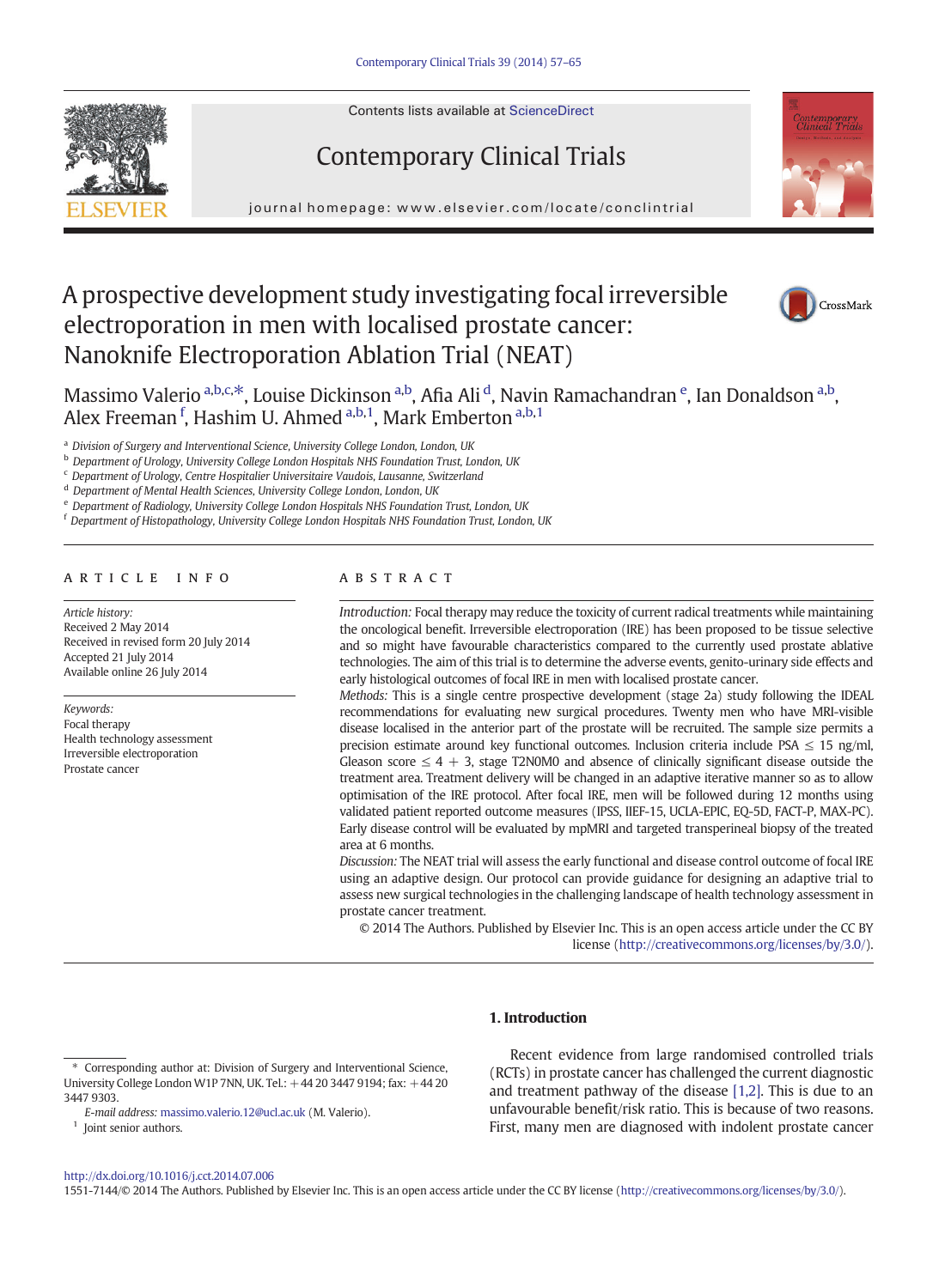# A prospective development study investigating focal irreversible electroporation in men with localised prostate cancer: Nanoknife Electroporation Ablation Trial (NEAT)

Massimo Valerio [a,b,c,*], Louise Dickinson [a,b], Afia Ali [d], Navin Ramachandran [e], Ian Donaldson [a,b], Alex Freeman [f], Hashim U. Ahmed [a,b,1], Mark Emberton [a,b,1]

[a] Division of Surgery and Interventional Science, University College London, London, UK
[b] Department of Urology, University College London Hospitals NHS Foundation Trust, London, UK
[c] Department of Urology, Centre Hospitalier Universitaire Vaudois, Lausanne, Switzerland
[d] Department of Mental Health Sciences, University College London, London, UK
[e] Department of Radiology, University College London Hospitals NHS Foundation Trust, London, UK
[f] Department of Histopathology, University College London Hospitals NHS Foundation Trust, London, UK

## ARTICLE INFO

*Article history:*
Received 2 May 2014
Received in revised form 20 July 2014
Accepted 21 July 2014
Available online 26 July 2014

*Keywords:*
Focal therapy
Health technology assessment
Irreversible electroporation
Prostate cancer

## ABSTRACT

*Introduction:* Focal therapy may reduce the toxicity of current radical treatments while maintaining the oncological benefit. Irreversible electroporation (IRE) has been proposed to be tissue selective and so might have favourable characteristics compared to the currently used prostate ablative technologies. The aim of this trial is to determine the adverse events, genito-urinary side effects and early histological outcomes of focal IRE in men with localised prostate cancer.

*Methods:* This is a single centre prospective development (stage 2a) study following the IDEAL recommendations for evaluating new surgical procedures. Twenty men who have MRI-visible disease localised in the anterior part of the prostate will be recruited. The sample size permits a precision estimate around key functional outcomes. Inclusion criteria include PSA $\leq$ 15 ng/ml, Gleason score $\leq 4 + 3$, stage T2N0M0 and absence of clinically significant disease outside the treatment area. Treatment delivery will be changed in an adaptive iterative manner so as to allow optimisation of the IRE protocol. After focal IRE, men will be followed during 12 months using validated patient reported outcome measures (IPSS, IIEF-15, UCLA-EPIC, EQ-5D, FACT-P, MAX-PC). Early disease control will be evaluated by mpMRI and targeted transperineal biopsy of the treated area at 6 months.

*Discussion:* The NEAT trial will assess the early functional and disease control outcome of focal IRE using an adaptive design. Our protocol can provide guidance for designing an adaptive trial to assess new surgical technologies in the challenging landscape of health technology assessment in prostate cancer treatment.

© 2014 The Authors. Published by Elsevier Inc. This is an open access article under the CC BY license (http://creativecommons.org/licenses/by/3.0/).

## 1. Introduction

Recent evidence from large randomised controlled trials (RCTs) in prostate cancer has challenged the current diagnostic and treatment pathway of the disease [1,2]. This is due to an unfavourable benefit/risk ratio. This is because of two reasons. First, many men are diagnosed with indolent prostate cancer

---

* Corresponding author at: Division of Surgery and Interventional Science, University College London W1P 7NN, UK. Tel.: +44 20 3447 9194; fax: +44 20 3447 9303.
*E-mail address:* massimo.valerio.12@ucl.ac.uk (M. Valerio).
[1] Joint senior authors.

http://dx.doi.org/10.1016/j.cct.2014.07.006
1551-7144/© 2014 The Authors. Published by Elsevier Inc. This is an open access article under the CC BY license (http://creativecommons.org/licenses/by/3.0/).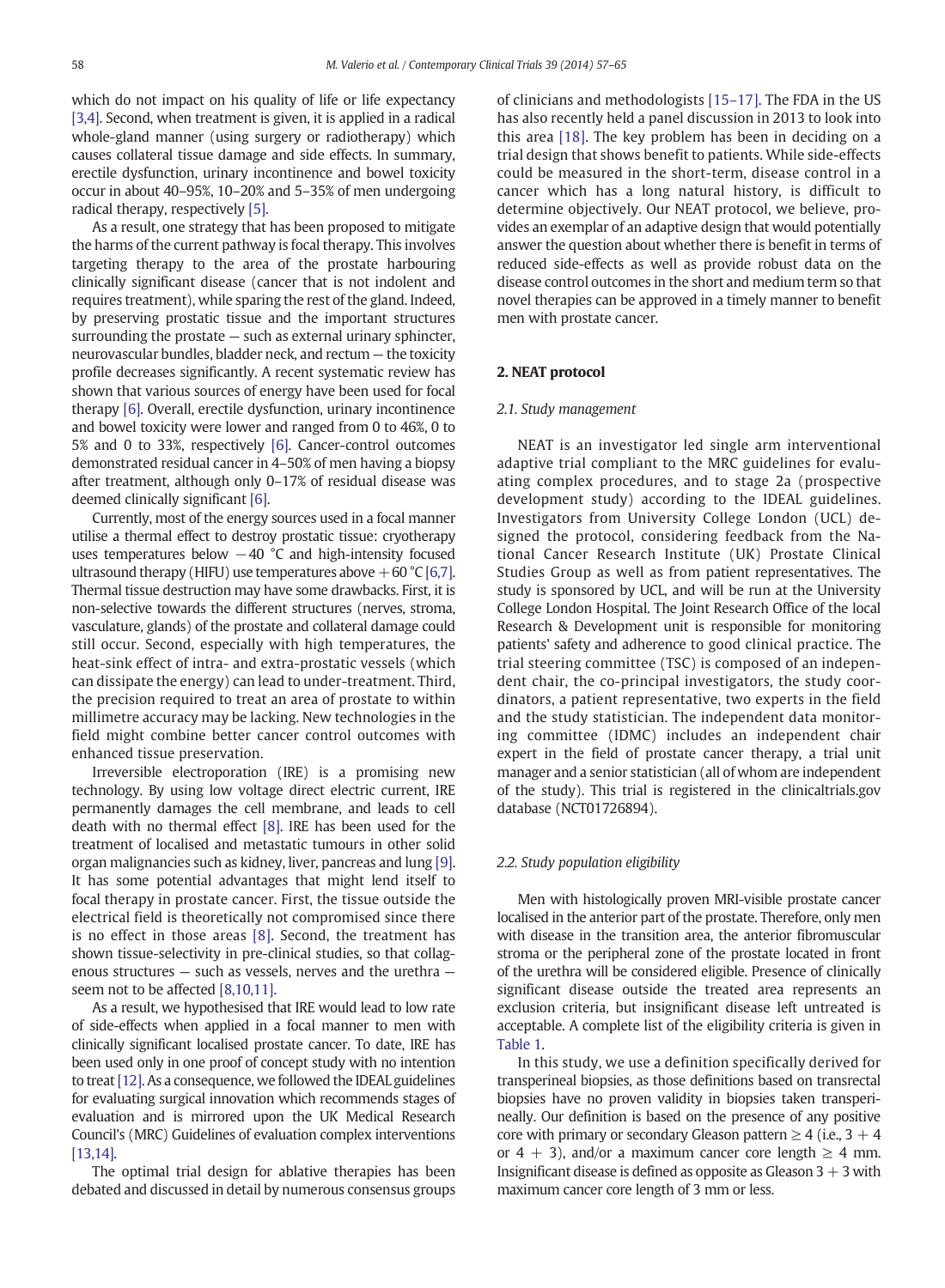which do not impact on his quality of life or life expectancy [3,4]. Second, when treatment is given, it is applied in a radical whole-gland manner (using surgery or radiotherapy) which causes collateral tissue damage and side effects. In summary, erectile dysfunction, urinary incontinence and bowel toxicity occur in about 40–95%, 10–20% and 5–35% of men undergoing radical therapy, respectively [5].

As a result, one strategy that has been proposed to mitigate the harms of the current pathway is focal therapy. This involves targeting therapy to the area of the prostate harbouring clinically significant disease (cancer that is not indolent and requires treatment), while sparing the rest of the gland. Indeed, by preserving prostatic tissue and the important structures surrounding the prostate — such as external urinary sphincter, neurovascular bundles, bladder neck, and rectum — the toxicity profile decreases significantly. A recent systematic review has shown that various sources of energy have been used for focal therapy [6]. Overall, erectile dysfunction, urinary incontinence and bowel toxicity were lower and ranged from 0 to 46%, 0 to 5% and 0 to 33%, respectively [6]. Cancer-control outcomes demonstrated residual cancer in 4–50% of men having a biopsy after treatment, although only 0–17% of residual disease was deemed clinically significant [6].

Currently, most of the energy sources used in a focal manner utilise a thermal effect to destroy prostatic tissue: cryotherapy uses temperatures below −40 °C and high-intensity focused ultrasound therapy (HIFU) use temperatures above +60 °C [6,7]. Thermal tissue destruction may have some drawbacks. First, it is non-selective towards the different structures (nerves, stroma, vasculature, glands) of the prostate and collateral damage could still occur. Second, especially with high temperatures, the heat-sink effect of intra- and extra-prostatic vessels (which can dissipate the energy) can lead to under-treatment. Third, the precision required to treat an area of prostate to within millimetre accuracy may be lacking. New technologies in the field might combine better cancer control outcomes with enhanced tissue preservation.

Irreversible electroporation (IRE) is a promising new technology. By using low voltage direct electric current, IRE permanently damages the cell membrane, and leads to cell death with no thermal effect [8]. IRE has been used for the treatment of localised and metastatic tumours in other solid organ malignancies such as kidney, liver, pancreas and lung [9]. It has some potential advantages that might lend itself to focal therapy in prostate cancer. First, the tissue outside the electrical field is theoretically not compromised since there is no effect in those areas [8]. Second, the treatment has shown tissue-selectivity in pre-clinical studies, so that collagenous structures — such as vessels, nerves and the urethra — seem not to be affected [8,10,11].

As a result, we hypothesised that IRE would lead to low rate of side-effects when applied in a focal manner to men with clinically significant localised prostate cancer. To date, IRE has been used only in one proof of concept study with no intention to treat [12]. As a consequence, we followed the IDEAL guidelines for evaluating surgical innovation which recommends stages of evaluation and is mirrored upon the UK Medical Research Council's (MRC) Guidelines of evaluation complex interventions [13,14].

The optimal trial design for ablative therapies has been debated and discussed in detail by numerous consensus groups of clinicians and methodologists [15–17]. The FDA in the US has also recently held a panel discussion in 2013 to look into this area [18]. The key problem has been in deciding on a trial design that shows benefit to patients. While side-effects could be measured in the short-term, disease control in a cancer which has a long natural history, is difficult to determine objectively. Our NEAT protocol, we believe, provides an exemplar of an adaptive design that would potentially answer the question about whether there is benefit in terms of reduced side-effects as well as provide robust data on the disease control outcomes in the short and medium term so that novel therapies can be approved in a timely manner to benefit men with prostate cancer.

## 2. NEAT protocol

### 2.1. Study management

NEAT is an investigator led single arm interventional adaptive trial compliant to the MRC guidelines for evaluating complex procedures, and to stage 2a (prospective development study) according to the IDEAL guidelines. Investigators from University College London (UCL) designed the protocol, considering feedback from the National Cancer Research Institute (UK) Prostate Clinical Studies Group as well as from patient representatives. The study is sponsored by UCL, and will be run at the University College London Hospital. The Joint Research Office of the local Research & Development unit is responsible for monitoring patients' safety and adherence to good clinical practice. The trial steering committee (TSC) is composed of an independent chair, the co-principal investigators, the study coordinators, a patient representative, two experts in the field and the study statistician. The independent data monitoring committee (IDMC) includes an independent chair expert in the field of prostate cancer therapy, a trial unit manager and a senior statistician (all of whom are independent of the study). This trial is registered in the clinicaltrials.gov database (NCT01726894).

### 2.2. Study population eligibility

Men with histologically proven MRI-visible prostate cancer localised in the anterior part of the prostate. Therefore, only men with disease in the transition area, the anterior fibromuscular stroma or the peripheral zone of the prostate located in front of the urethra will be considered eligible. Presence of clinically significant disease outside the treated area represents an exclusion criteria, but insignificant disease left untreated is acceptable. A complete list of the eligibility criteria is given in Table 1.

In this study, we use a definition specifically derived for transperineal biopsies, as those definitions based on transrectal biopsies have no proven validity in biopsies taken transperineally. Our definition is based on the presence of any positive core with primary or secondary Gleason pattern ≥ 4 (i.e., 3 + 4 or 4 + 3), and/or a maximum cancer core length ≥ 4 mm. Insignificant disease is defined as opposite as Gleason 3 + 3 with maximum cancer core length of 3 mm or less.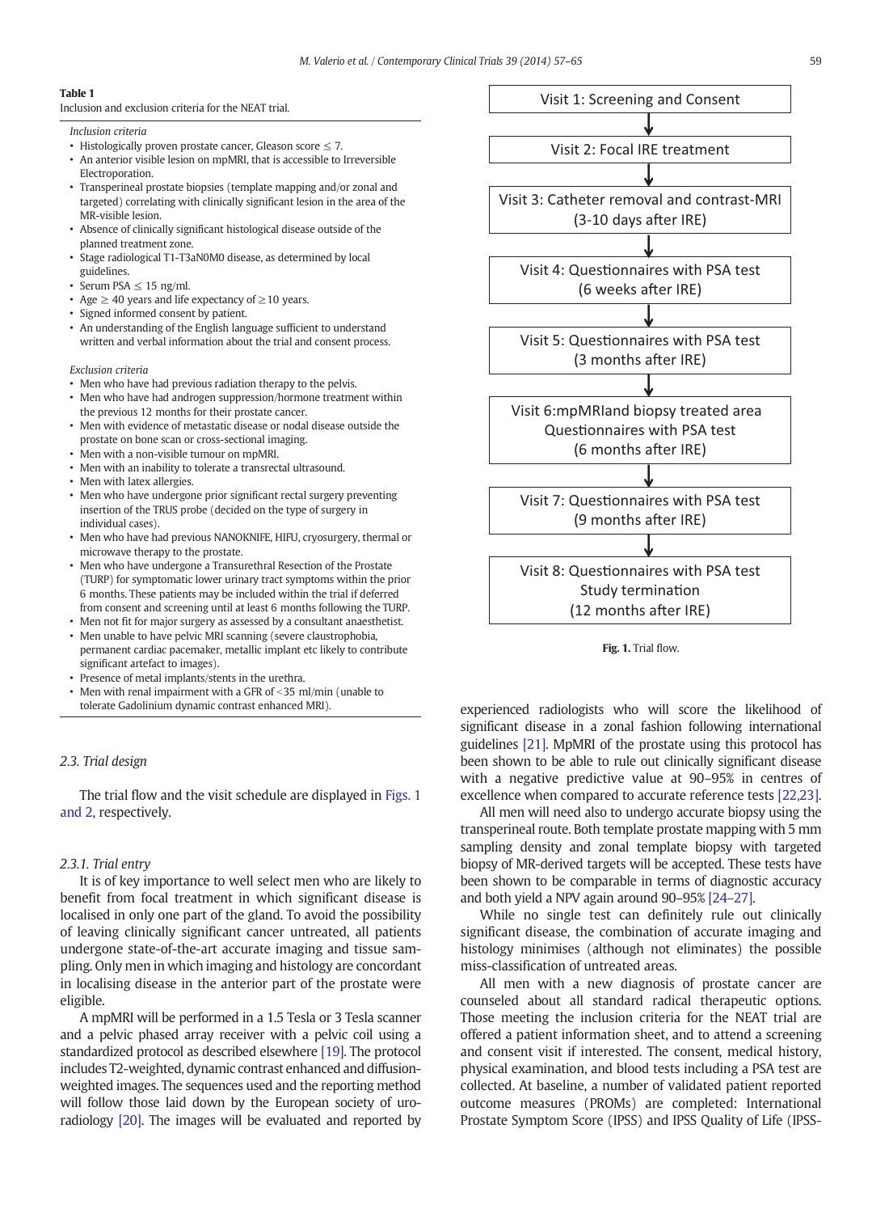**Table 1**
Inclusion and exclusion criteria for the NEAT trial.

*Inclusion criteria*

- Histologically proven prostate cancer, Gleason score ≤ 7.
- An anterior visible lesion on mpMRI, that is accessible to Irreversible Electroporation.
- Transperineal prostate biopsies (template mapping and/or zonal and targeted) correlating with clinically significant lesion in the area of the MR-visible lesion.
- Absence of clinically significant histological disease outside of the planned treatment zone.
- Stage radiological T1-T3aN0M0 disease, as determined by local guidelines.
- Serum PSA ≤ 15 ng/ml.
- Age ≥ 40 years and life expectancy of ≥10 years.
- Signed informed consent by patient.
- An understanding of the English language sufficient to understand written and verbal information about the trial and consent process.

*Exclusion criteria*

- Men who have had previous radiation therapy to the pelvis.
- Men who have had androgen suppression/hormone treatment within the previous 12 months for their prostate cancer.
- Men with evidence of metastatic disease or nodal disease outside the prostate on bone scan or cross-sectional imaging.
- Men with a non-visible tumour on mpMRI.
- Men with an inability to tolerate a transrectal ultrasound.
- Men with latex allergies.
- Men who have undergone prior significant rectal surgery preventing insertion of the TRUS probe (decided on the type of surgery in individual cases).
- Men who have had previous NANOKNIFE, HIFU, cryosurgery, thermal or microwave therapy to the prostate.
- Men who have undergone a Transurethral Resection of the Prostate (TURP) for symptomatic lower urinary tract symptoms within the prior 6 months. These patients may be included within the trial if deferred from consent and screening until at least 6 months following the TURP.
- Men not fit for major surgery as assessed by a consultant anaesthetist.
- Men unable to have pelvic MRI scanning (severe claustrophobia, permanent cardiac pacemaker, metallic implant etc likely to contribute significant artefact to images).
- Presence of metal implants/stents in the urethra.
- Men with renal impairment with a GFR of <35 ml/min (unable to tolerate Gadolinium dynamic contrast enhanced MRI).

Visit 1: Screening and Consent
↓
Visit 2: Focal IRE treatment
↓
Visit 3: Catheter removal and contrast-MRI (3-10 days after IRE)
↓
Visit 4: Questionnaires with PSA test (6 weeks after IRE)
↓
Visit 5: Questionnaires with PSA test (3 months after IRE)
↓
Visit 6:mpMRIand biopsy treated area Questionnaires with PSA test (6 months after IRE)
↓
Visit 7: Questionnaires with PSA test (9 months after IRE)
↓
Visit 8: Questionnaires with PSA test Study termination (12 months after IRE)

**Fig. 1.** Trial flow.

### 2.3. Trial design

The trial flow and the visit schedule are displayed in Figs. 1 and 2, respectively.

#### 2.3.1. Trial entry

It is of key importance to well select men who are likely to benefit from focal treatment in which significant disease is localised in only one part of the gland. To avoid the possibility of leaving clinically significant cancer untreated, all patients undergone state-of-the-art accurate imaging and tissue sampling. Only men in which imaging and histology are concordant in localising disease in the anterior part of the prostate were eligible.

A mpMRI will be performed in a 1.5 Tesla or 3 Tesla scanner and a pelvic phased array receiver with a pelvic coil using a standardized protocol as described elsewhere [19]. The protocol includes T2-weighted, dynamic contrast enhanced and diffusion-weighted images. The sequences used and the reporting method will follow those laid down by the European society of uroradiology [20]. The images will be evaluated and reported by experienced radiologists who will score the likelihood of significant disease in a zonal fashion following international guidelines [21]. MpMRI of the prostate using this protocol has been shown to be able to rule out clinically significant disease with a negative predictive value at 90–95% in centres of excellence when compared to accurate reference tests [22,23].

All men will need also to undergo accurate biopsy using the transperineal route. Both template prostate mapping with 5 mm sampling density and zonal template biopsy with targeted biopsy of MR-derived targets will be accepted. These tests have been shown to be comparable in terms of diagnostic accuracy and both yield a NPV again around 90–95% [24–27].

While no single test can definitely rule out clinically significant disease, the combination of accurate imaging and histology minimises (although not eliminates) the possible miss-classification of untreated areas.

All men with a new diagnosis of prostate cancer are counseled about all standard radical therapeutic options. Those meeting the inclusion criteria for the NEAT trial are offered a patient information sheet, and to attend a screening and consent visit if interested. The consent, medical history, physical examination, and blood tests including a PSA test are collected. At baseline, a number of validated patient reported outcome measures (PROMs) are completed: International Prostate Symptom Score (IPSS) and IPSS Quality of Life (IPSS-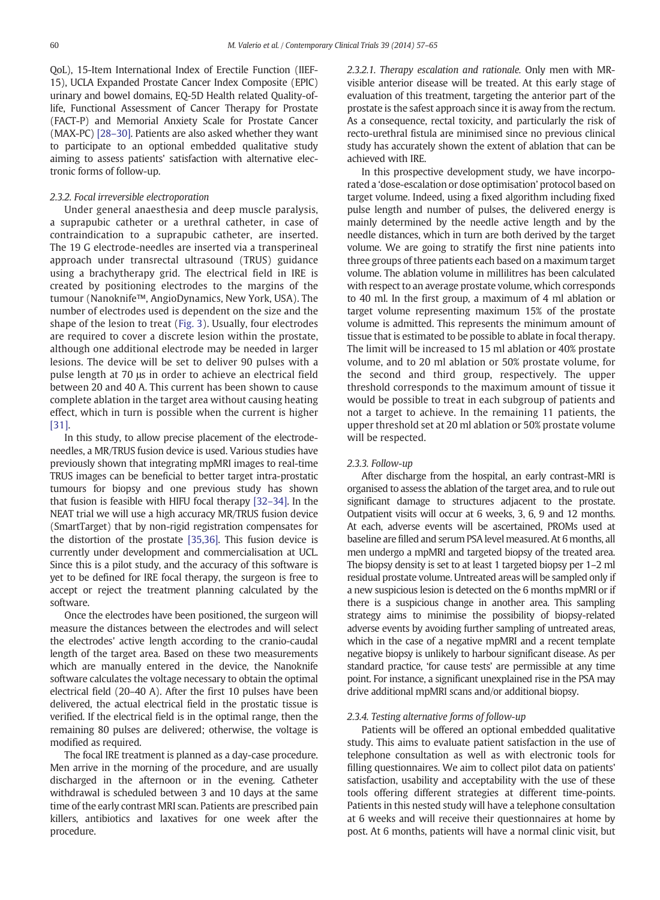QoL), 15-Item International Index of Erectile Function (IIEF-15), UCLA Expanded Prostate Cancer Index Composite (EPIC) urinary and bowel domains, EQ-5D Health related Quality-of-life, Functional Assessment of Cancer Therapy for Prostate (FACT-P) and Memorial Anxiety Scale for Prostate Cancer (MAX-PC) [28–30]. Patients are also asked whether they want to participate to an optional embedded qualitative study aiming to assess patients' satisfaction with alternative electronic forms of follow-up.

#### 2.3.2. Focal irreversible electroporation

Under general anaesthesia and deep muscle paralysis, a suprapubic catheter or a urethral catheter, in case of contraindication to a suprapubic catheter, are inserted. The 19 G electrode-needles are inserted via a transperineal approach under transrectal ultrasound (TRUS) guidance using a brachytherapy grid. The electrical field in IRE is created by positioning electrodes to the margins of the tumour (Nanoknife™, AngioDynamics, New York, USA). The number of electrodes used is dependent on the size and the shape of the lesion to treat (Fig. 3). Usually, four electrodes are required to cover a discrete lesion within the prostate, although one additional electrode may be needed in larger lesions. The device will be set to deliver 90 pulses with a pulse length at 70 μs in order to achieve an electrical field between 20 and 40 A. This current has been shown to cause complete ablation in the target area without causing heating effect, which in turn is possible when the current is higher [31].

In this study, to allow precise placement of the electrode-needles, a MR/TRUS fusion device is used. Various studies have previously shown that integrating mpMRI images to real-time TRUS images can be beneficial to better target intra-prostatic tumours for biopsy and one previous study has shown that fusion is feasible with HIFU focal therapy [32–34]. In the NEAT trial we will use a high accuracy MR/TRUS fusion device (SmartTarget) that by non-rigid registration compensates for the distortion of the prostate [35,36]. This fusion device is currently under development and commercialisation at UCL. Since this is a pilot study, and the accuracy of this software is yet to be defined for IRE focal therapy, the surgeon is free to accept or reject the treatment planning calculated by the software.

Once the electrodes have been positioned, the surgeon will measure the distances between the electrodes and will select the electrodes' active length according to the cranio-caudal length of the target area. Based on these two measurements which are manually entered in the device, the Nanoknife software calculates the voltage necessary to obtain the optimal electrical field (20–40 A). After the first 10 pulses have been delivered, the actual electrical field in the prostatic tissue is verified. If the electrical field is in the optimal range, then the remaining 80 pulses are delivered; otherwise, the voltage is modified as required.

The focal IRE treatment is planned as a day-case procedure. Men arrive in the morning of the procedure, and are usually discharged in the afternoon or in the evening. Catheter withdrawal is scheduled between 3 and 10 days at the same time of the early contrast MRI scan. Patients are prescribed pain killers, antibiotics and laxatives for one week after the procedure.

##### 2.3.2.1. Therapy escalation and rationale.

Only men with MR-visible anterior disease will be treated. At this early stage of evaluation of this treatment, targeting the anterior part of the prostate is the safest approach since it is away from the rectum. As a consequence, rectal toxicity, and particularly the risk of recto-urethral fistula are minimised since no previous clinical study has accurately shown the extent of ablation that can be achieved with IRE.

In this prospective development study, we have incorporated a 'dose-escalation or dose optimisation' protocol based on target volume. Indeed, using a fixed algorithm including fixed pulse length and number of pulses, the delivered energy is mainly determined by the needle active length and by the needle distances, which in turn are both derived by the target volume. We are going to stratify the first nine patients into three groups of three patients each based on a maximum target volume. The ablation volume in millilitres has been calculated with respect to an average prostate volume, which corresponds to 40 ml. In the first group, a maximum of 4 ml ablation or target volume representing maximum 15% of the prostate volume is admitted. This represents the minimum amount of tissue that is estimated to be possible to ablate in focal therapy. The limit will be increased to 15 ml ablation or 40% prostate volume, and to 20 ml ablation or 50% prostate volume, for the second and third group, respectively. The upper threshold corresponds to the maximum amount of tissue it would be possible to treat in each subgroup of patients and not a target to achieve. In the remaining 11 patients, the upper threshold set at 20 ml ablation or 50% prostate volume will be respected.

#### 2.3.3. Follow-up

After discharge from the hospital, an early contrast-MRI is organised to assess the ablation of the target area, and to rule out significant damage to structures adjacent to the prostate. Outpatient visits will occur at 6 weeks, 3, 6, 9 and 12 months. At each, adverse events will be ascertained, PROMs used at baseline are filled and serum PSA level measured. At 6 months, all men undergo a mpMRI and targeted biopsy of the treated area. The biopsy density is set to at least 1 targeted biopsy per 1–2 ml residual prostate volume. Untreated areas will be sampled only if a new suspicious lesion is detected on the 6 months mpMRI or if there is a suspicious change in another area. This sampling strategy aims to minimise the possibility of biopsy-related adverse events by avoiding further sampling of untreated areas, which in the case of a negative mpMRI and a recent template negative biopsy is unlikely to harbour significant disease. As per standard practice, 'for cause tests' are permissible at any time point. For instance, a significant unexplained rise in the PSA may drive additional mpMRI scans and/or additional biopsy.

#### 2.3.4. Testing alternative forms of follow-up

Patients will be offered an optional embedded qualitative study. This aims to evaluate patient satisfaction in the use of telephone consultation as well as with electronic tools for filling questionnaires. We aim to collect pilot data on patients' satisfaction, usability and acceptability with the use of these tools offering different strategies at different time-points. Patients in this nested study will have a telephone consultation at 6 weeks and will receive their questionnaires at home by post. At 6 months, patients will have a normal clinic visit, but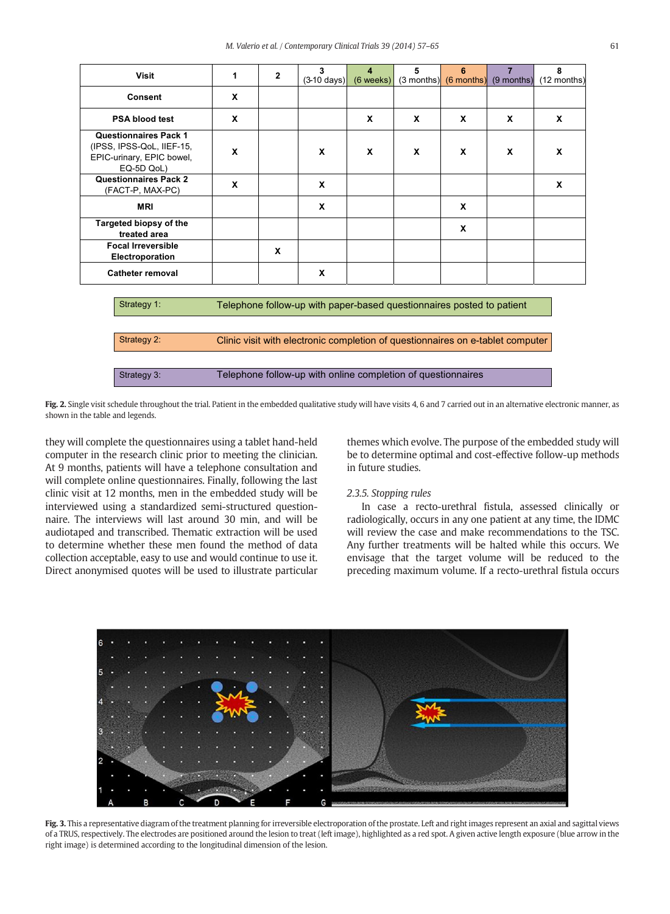| Visit | 1 | 2 | 3 (3-10 days) | 4 (6 weeks) | 5 (3 months) | 6 (6 months) | 7 (9 months) | 8 (12 months) |
|---|---|---|---|---|---|---|---|---|
| **Consent** | X | | | | | | | |
| **PSA blood test** | X | | | X | X | X | X | X |
| **Questionnaires Pack 1** (IPSS, IPSS-QoL, IIEF-15, EPIC-urinary, EPIC bowel, EQ-5D QoL) | X | | X | X | X | X | X | X |
| **Questionnaires Pack 2** (FACT-P, MAX-PC) | X | | X | | | | | X |
| **MRI** | | | X | | | X | | |
| **Targeted biopsy of the treated area** | | | | | | X | | |
| **Focal Irreversible Electroporation** | | X | | | | | | |
| **Catheter removal** | | | X | | | | | |

| | |
|---|---|
| Strategy 1: | Telephone follow-up with paper-based questionnaires posted to patient |
| Strategy 2: | Clinic visit with electronic completion of questionnaires on e-tablet computer |
| Strategy 3: | Telephone follow-up with online completion of questionnaires |

**Fig. 2.** Single visit schedule throughout the trial. Patient in the embedded qualitative study will have visits 4, 6 and 7 carried out in an alternative electronic manner, as shown in the table and legends.

they will complete the questionnaires using a tablet hand-held computer in the research clinic prior to meeting the clinician. At 9 months, patients will have a telephone consultation and will complete online questionnaires. Finally, following the last clinic visit at 12 months, men in the embedded study will be interviewed using a standardized semi-structured questionnaire. The interviews will last around 30 min, and will be audiotaped and transcribed. Thematic extraction will be used to determine whether these men found the method of data collection acceptable, easy to use and would continue to use it. Direct anonymised quotes will be used to illustrate particular themes which evolve. The purpose of the embedded study will be to determine optimal and cost-effective follow-up methods in future studies.

### 2.3.5. Stopping rules

In case a recto-urethral fistula, assessed clinically or radiologically, occurs in any one patient at any time, the IDMC will review the case and make recommendations to the TSC. Any further treatments will be halted while this occurs. We envisage that the target volume will be reduced to the preceding maximum volume. If a recto-urethral fistula occurs

**Fig. 3.** This a representative diagram of the treatment planning for irreversible electroporation of the prostate. Left and right images represent an axial and sagittal views of a TRUS, respectively. The electrodes are positioned around the lesion to treat (left image), highlighted as a red spot. A given active length exposure (blue arrow in the right image) is determined according to the longitudinal dimension of the lesion.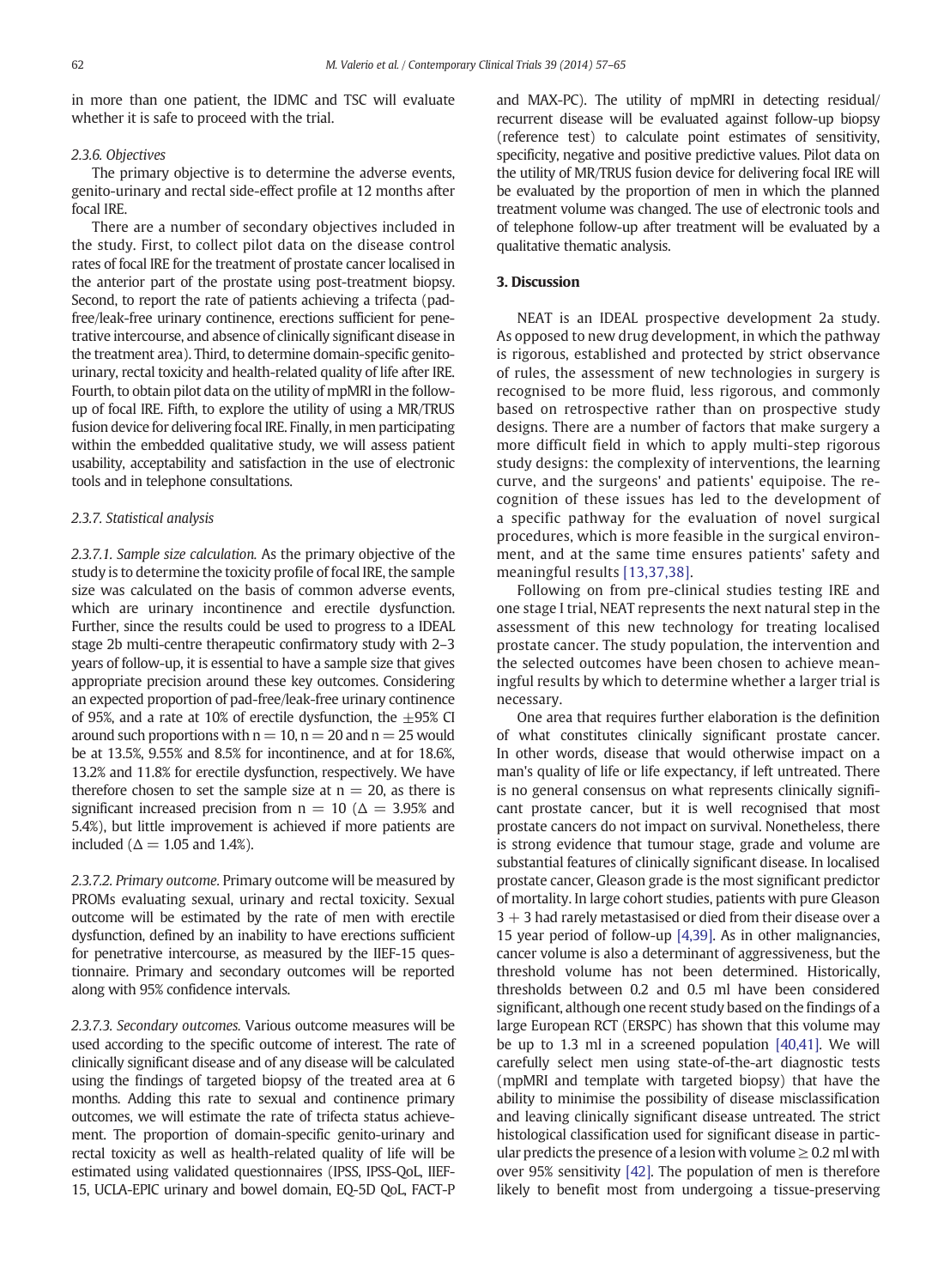in more than one patient, the IDMC and TSC will evaluate whether it is safe to proceed with the trial.

### 2.3.6. Objectives

The primary objective is to determine the adverse events, genito-urinary and rectal side-effect profile at 12 months after focal IRE.

There are a number of secondary objectives included in the study. First, to collect pilot data on the disease control rates of focal IRE for the treatment of prostate cancer localised in the anterior part of the prostate using post-treatment biopsy. Second, to report the rate of patients achieving a trifecta (pad-free/leak-free urinary continence, erections sufficient for penetrative intercourse, and absence of clinically significant disease in the treatment area). Third, to determine domain-specific genito-urinary, rectal toxicity and health-related quality of life after IRE. Fourth, to obtain pilot data on the utility of mpMRI in the follow-up of focal IRE. Fifth, to explore the utility of using a MR/TRUS fusion device for delivering focal IRE. Finally, in men participating within the embedded qualitative study, we will assess patient usability, acceptability and satisfaction in the use of electronic tools and in telephone consultations.

### 2.3.7. Statistical analysis

*2.3.7.1. Sample size calculation.* As the primary objective of the study is to determine the toxicity profile of focal IRE, the sample size was calculated on the basis of common adverse events, which are urinary incontinence and erectile dysfunction. Further, since the results could be used to progress to a IDEAL stage 2b multi-centre therapeutic confirmatory study with 2–3 years of follow-up, it is essential to have a sample size that gives appropriate precision around these key outcomes. Considering an expected proportion of pad-free/leak-free urinary continence of 95%, and a rate at 10% of erectile dysfunction, the ±95% CI around such proportions with $n = 10$, $n = 20$ and $n = 25$ would be at 13.5%, 9.55% and 8.5% for incontinence, and at for 18.6%, 13.2% and 11.8% for erectile dysfunction, respectively. We have therefore chosen to set the sample size at $n = 20$, as there is significant increased precision from $n = 10$ ($\Delta = 3.95\%$ and 5.4%), but little improvement is achieved if more patients are included ($\Delta = 1.05$ and 1.4%).

*2.3.7.2. Primary outcome.* Primary outcome will be measured by PROMs evaluating sexual, urinary and rectal toxicity. Sexual outcome will be estimated by the rate of men with erectile dysfunction, defined by an inability to have erections sufficient for penetrative intercourse, as measured by the IIEF-15 questionnaire. Primary and secondary outcomes will be reported along with 95% confidence intervals.

*2.3.7.3. Secondary outcomes.* Various outcome measures will be used according to the specific outcome of interest. The rate of clinically significant disease and of any disease will be calculated using the findings of targeted biopsy of the treated area at 6 months. Adding this rate to sexual and continence primary outcomes, we will estimate the rate of trifecta status achievement. The proportion of domain-specific genito-urinary and rectal toxicity as well as health-related quality of life will be estimated using validated questionnaires (IPSS, IPSS-QoL, IIEF-15, UCLA-EPIC urinary and bowel domain, EQ-5D QoL, FACT-P and MAX-PC). The utility of mpMRI in detecting residual/recurrent disease will be evaluated against follow-up biopsy (reference test) to calculate point estimates of sensitivity, specificity, negative and positive predictive values. Pilot data on the utility of MR/TRUS fusion device for delivering focal IRE will be evaluated by the proportion of men in which the planned treatment volume was changed. The use of electronic tools and of telephone follow-up after treatment will be evaluated by a qualitative thematic analysis.

## 3. Discussion

NEAT is an IDEAL prospective development 2a study. As opposed to new drug development, in which the pathway is rigorous, established and protected by strict observance of rules, the assessment of new technologies in surgery is recognised to be more fluid, less rigorous, and commonly based on retrospective rather than on prospective study designs. There are a number of factors that make surgery a more difficult field in which to apply multi-step rigorous study designs: the complexity of interventions, the learning curve, and the surgeons' and patients' equipoise. The recognition of these issues has led to the development of a specific pathway for the evaluation of novel surgical procedures, which is more feasible in the surgical environment, and at the same time ensures patients' safety and meaningful results [13,37,38].

Following on from pre-clinical studies testing IRE and one stage I trial, NEAT represents the next natural step in the assessment of this new technology for treating localised prostate cancer. The study population, the intervention and the selected outcomes have been chosen to achieve meaningful results by which to determine whether a larger trial is necessary.

One area that requires further elaboration is the definition of what constitutes clinically significant prostate cancer. In other words, disease that would otherwise impact on a man's quality of life or life expectancy, if left untreated. There is no general consensus on what represents clinically significant prostate cancer, but it is well recognised that most prostate cancers do not impact on survival. Nonetheless, there is strong evidence that tumour stage, grade and volume are substantial features of clinically significant disease. In localised prostate cancer, Gleason grade is the most significant predictor of mortality. In large cohort studies, patients with pure Gleason 3 + 3 had rarely metastasised or died from their disease over a 15 year period of follow-up [4,39]. As in other malignancies, cancer volume is also a determinant of aggressiveness, but the threshold volume has not been determined. Historically, thresholds between 0.2 and 0.5 ml have been considered significant, although one recent study based on the findings of a large European RCT (ERSPC) has shown that this volume may be up to 1.3 ml in a screened population [40,41]. We will carefully select men using state-of-the-art diagnostic tests (mpMRI and template with targeted biopsy) that have the ability to minimise the possibility of disease misclassification and leaving clinically significant disease untreated. The strict histological classification used for significant disease in particular predicts the presence of a lesion with volume ≥ 0.2 ml with over 95% sensitivity [42]. The population of men is therefore likely to benefit most from undergoing a tissue-preserving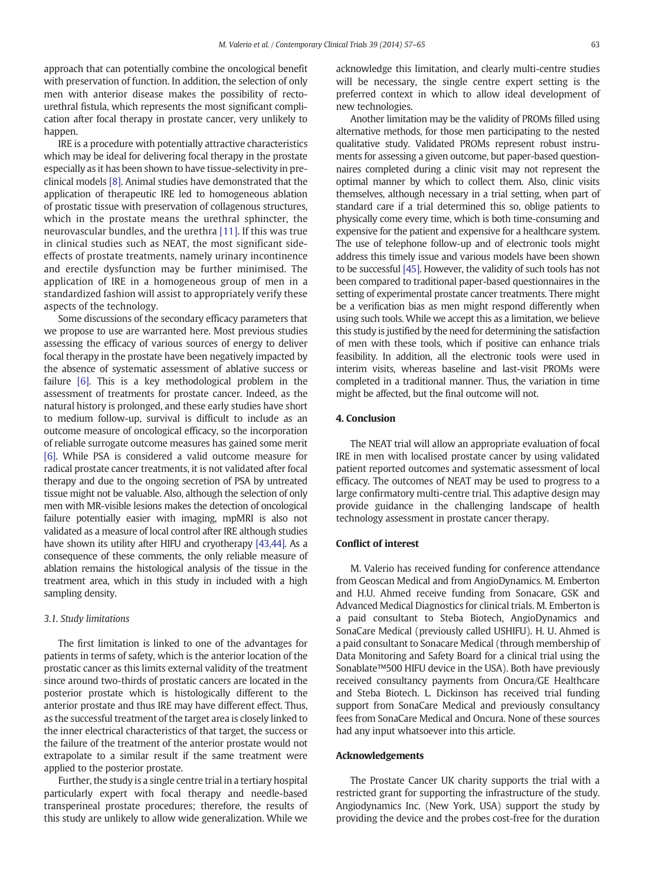approach that can potentially combine the oncological benefit with preservation of function. In addition, the selection of only men with anterior disease makes the possibility of recto-urethral fistula, which represents the most significant complication after focal therapy in prostate cancer, very unlikely to happen.

IRE is a procedure with potentially attractive characteristics which may be ideal for delivering focal therapy in the prostate especially as it has been shown to have tissue-selectivity in pre-clinical models [8]. Animal studies have demonstrated that the application of therapeutic IRE led to homogeneous ablation of prostatic tissue with preservation of collagenous structures, which in the prostate means the urethral sphincter, the neurovascular bundles, and the urethra [11]. If this was true in clinical studies such as NEAT, the most significant side-effects of prostate treatments, namely urinary incontinence and erectile dysfunction may be further minimised. The application of IRE in a homogeneous group of men in a standardized fashion will assist to appropriately verify these aspects of the technology.

Some discussions of the secondary efficacy parameters that we propose to use are warranted here. Most previous studies assessing the efficacy of various sources of energy to deliver focal therapy in the prostate have been negatively impacted by the absence of systematic assessment of ablative success or failure [6]. This is a key methodological problem in the assessment of treatments for prostate cancer. Indeed, as the natural history is prolonged, and these early studies have short to medium follow-up, survival is difficult to include as an outcome measure of oncological efficacy, so the incorporation of reliable surrogate outcome measures has gained some merit [6]. While PSA is considered a valid outcome measure for radical prostate cancer treatments, it is not validated after focal therapy and due to the ongoing secretion of PSA by untreated tissue might not be valuable. Also, although the selection of only men with MR-visible lesions makes the detection of oncological failure potentially easier with imaging, mpMRI is also not validated as a measure of local control after IRE although studies have shown its utility after HIFU and cryotherapy [43,44]. As a consequence of these comments, the only reliable measure of ablation remains the histological analysis of the tissue in the treatment area, which in this study in included with a high sampling density.

### 3.1. Study limitations

The first limitation is linked to one of the advantages for patients in terms of safety, which is the anterior location of the prostatic cancer as this limits external validity of the treatment since around two-thirds of prostatic cancers are located in the posterior prostate which is histologically different to the anterior prostate and thus IRE may have different effect. Thus, as the successful treatment of the target area is closely linked to the inner electrical characteristics of that target, the success or the failure of the treatment of the anterior prostate would not extrapolate to a similar result if the same treatment were applied to the posterior prostate.

Further, the study is a single centre trial in a tertiary hospital particularly expert with focal therapy and needle-based transperineal prostate procedures; therefore, the results of this study are unlikely to allow wide generalization. While we acknowledge this limitation, and clearly multi-centre studies will be necessary, the single centre expert setting is the preferred context in which to allow ideal development of new technologies.

Another limitation may be the validity of PROMs filled using alternative methods, for those men participating to the nested qualitative study. Validated PROMs represent robust instruments for assessing a given outcome, but paper-based questionnaires completed during a clinic visit may not represent the optimal manner by which to collect them. Also, clinic visits themselves, although necessary in a trial setting, when part of standard care if a trial determined this so, oblige patients to physically come every time, which is both time-consuming and expensive for the patient and expensive for a healthcare system. The use of telephone follow-up and of electronic tools might address this timely issue and various models have been shown to be successful [45]. However, the validity of such tools has not been compared to traditional paper-based questionnaires in the setting of experimental prostate cancer treatments. There might be a verification bias as men might respond differently when using such tools. While we accept this as a limitation, we believe this study is justified by the need for determining the satisfaction of men with these tools, which if positive can enhance trials feasibility. In addition, all the electronic tools were used in interim visits, whereas baseline and last-visit PROMs were completed in a traditional manner. Thus, the variation in time might be affected, but the final outcome will not.

## 4. Conclusion

The NEAT trial will allow an appropriate evaluation of focal IRE in men with localised prostate cancer by using validated patient reported outcomes and systematic assessment of local efficacy. The outcomes of NEAT may be used to progress to a large confirmatory multi-centre trial. This adaptive design may provide guidance in the challenging landscape of health technology assessment in prostate cancer therapy.

## Conflict of interest

M. Valerio has received funding for conference attendance from Geoscan Medical and from AngioDynamics. M. Emberton and H.U. Ahmed receive funding from Sonacare, GSK and Advanced Medical Diagnostics for clinical trials. M. Emberton is a paid consultant to Steba Biotech, AngioDynamics and SonaCare Medical (previously called USHIFU). H. U. Ahmed is a paid consultant to Sonacare Medical (through membership of Data Monitoring and Safety Board for a clinical trial using the Sonablate™500 HIFU device in the USA). Both have previously received consultancy payments from Oncura/GE Healthcare and Steba Biotech. L. Dickinson has received trial funding support from SonaCare Medical and previously consultancy fees from SonaCare Medical and Oncura. None of these sources had any input whatsoever into this article.

## Acknowledgements

The Prostate Cancer UK charity supports the trial with a restricted grant for supporting the infrastructure of the study. Angiodynamics Inc. (New York, USA) support the study by providing the device and the probes cost-free for the duration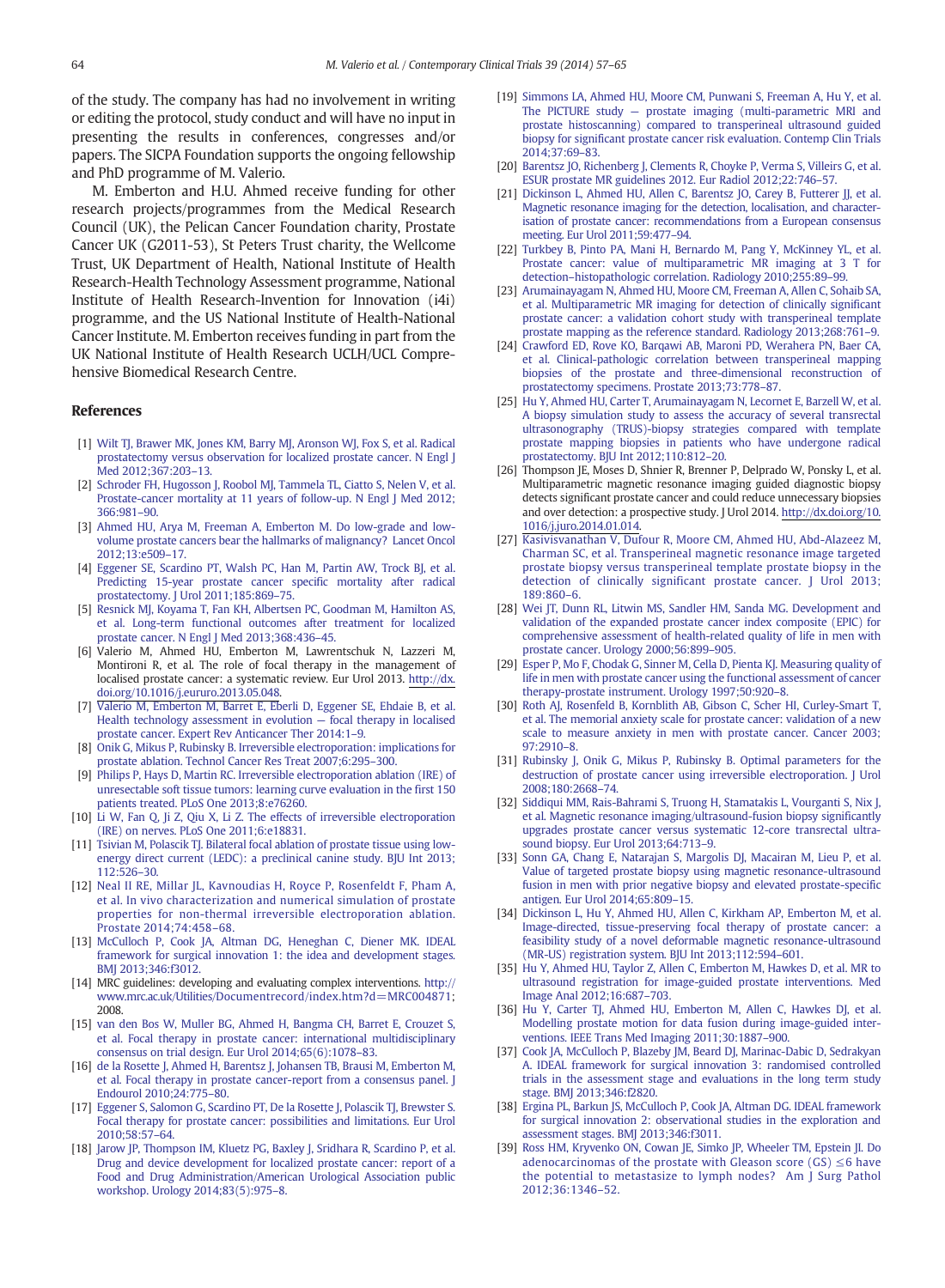of the study. The company has had no involvement in writing or editing the protocol, study conduct and will have no input in presenting the results in conferences, congresses and/or papers. The SICPA Foundation supports the ongoing fellowship and PhD programme of M. Valerio.

M. Emberton and H.U. Ahmed receive funding for other research projects/programmes from the Medical Research Council (UK), the Pelican Cancer Foundation charity, Prostate Cancer UK (G2011-53), St Peters Trust charity, the Wellcome Trust, UK Department of Health, National Institute of Health Research-Health Technology Assessment programme, National Institute of Health Research-Invention for Innovation (i4i) programme, and the US National Institute of Health-National Cancer Institute. M. Emberton receives funding in part from the UK National Institute of Health Research UCLH/UCL Comprehensive Biomedical Research Centre.

## References

[1] Wilt TJ, Brawer MK, Jones KM, Barry MJ, Aronson WJ, Fox S, et al. Radical prostatectomy versus observation for localized prostate cancer. N Engl J Med 2012;367:203–13.

[2] Schroder FH, Hugosson J, Roobol MJ, Tammela TL, Ciatto S, Nelen V, et al. Prostate-cancer mortality at 11 years of follow-up. N Engl J Med 2012; 366:981–90.

[3] Ahmed HU, Arya M, Freeman A, Emberton M. Do low-grade and low-volume prostate cancers bear the hallmarks of malignancy? Lancet Oncol 2012;13:e509–17.

[4] Eggener SE, Scardino PT, Walsh PC, Han M, Partin AW, Trock BJ, et al. Predicting 15-year prostate cancer specific mortality after radical prostatectomy. J Urol 2011;185:869–75.

[5] Resnick MJ, Koyama T, Fan KH, Albertsen PC, Goodman M, Hamilton AS, et al. Long-term functional outcomes after treatment for localized prostate cancer. N Engl J Med 2013;368:436–45.

[6] Valerio M, Ahmed HU, Emberton M, Lawrentschuk N, Lazzeri M, Montironi R, et al. The role of focal therapy in the management of localised prostate cancer: a systematic review. Eur Urol 2013. http://dx.doi.org/10.1016/j.eururo.2013.05.048.

[7] Valerio M, Emberton M, Barret E, Eberli D, Eggener SE, Ehdaie B, et al. Health technology assessment in evolution — focal therapy in localised prostate cancer. Expert Rev Anticancer Ther 2014:1–9.

[8] Onik G, Mikus P, Rubinsky B. Irreversible electroporation: implications for prostate ablation. Technol Cancer Res Treat 2007;6:295–300.

[9] Philips P, Hays D, Martin RC. Irreversible electroporation ablation (IRE) of unresectable soft tissue tumors: learning curve evaluation in the first 150 patients treated. PLoS One 2013;8:e76260.

[10] Li W, Fan Q, Ji Z, Qiu X, Li Z. The effects of irreversible electroporation (IRE) on nerves. PLoS One 2011;6:e18831.

[11] Tsivian M, Polascik TJ. Bilateral focal ablation of prostate tissue using low-energy direct current (LEDC): a preclinical canine study. BJU Int 2013; 112:526–30.

[12] Neal II RE, Millar JL, Kavnoudias H, Royce P, Rosenfeldt F, Pham A, et al. In vivo characterization and numerical simulation of prostate properties for non-thermal irreversible electroporation ablation. Prostate 2014;74:458–68.

[13] McCulloch P, Cook JA, Altman DG, Heneghan C, Diener MK. IDEAL framework for surgical innovation 1: the idea and development stages. BMJ 2013;346:f3012.

[14] MRC guidelines: developing and evaluating complex interventions. http://www.mrc.ac.uk/Utilities/Documentrecord/index.htm?d=MRC004871; 2008.

[15] van den Bos W, Muller BG, Ahmed H, Bangma CH, Barret E, Crouzet S, et al. Focal therapy in prostate cancer: international multidisciplinary consensus on trial design. Eur Urol 2014;65(6):1078–83.

[16] de la Rosette J, Ahmed H, Barentsz J, Johansen TB, Brausi M, Emberton M, et al. Focal therapy in prostate cancer-report from a consensus panel. J Endourol 2010;24:775–80.

[17] Eggener S, Salomon G, Scardino PT, De la Rosette J, Polascik TJ, Brewster S. Focal therapy for prostate cancer: possibilities and limitations. Eur Urol 2010;58:57–64.

[18] Jarow JP, Thompson IM, Kluetz PG, Baxley J, Sridhara R, Scardino P, et al. Drug and device development for localized prostate cancer: report of a Food and Drug Administration/American Urological Association public workshop. Urology 2014;83(5):975–8.

[19] Simmons LA, Ahmed HU, Moore CM, Punwani S, Freeman A, Hu Y, et al. The PICTURE study — prostate imaging (multi-parametric MRI and prostate histoscanning) compared to transperineal ultrasound guided biopsy for significant prostate cancer risk evaluation. Contemp Clin Trials 2014;37:69–83.

[20] Barentsz JO, Richenberg J, Clements R, Choyke P, Verma S, Villeirs G, et al. ESUR prostate MR guidelines 2012. Eur Radiol 2012;22:746–57.

[21] Dickinson L, Ahmed HU, Allen C, Barentsz JO, Carey B, Futterer JJ, et al. Magnetic resonance imaging for the detection, localisation, and characterisation of prostate cancer: recommendations from a European consensus meeting. Eur Urol 2011;59:477–94.

[22] Turkbey B, Pinto PA, Mani H, Bernardo M, Pang Y, McKinney YL, et al. Prostate cancer: value of multiparametric MR imaging at 3 T for detection–histopathologic correlation. Radiology 2010;255:89–99.

[23] Arumainayagam N, Ahmed HU, Moore CM, Freeman A, Allen C, Sohaib SA, et al. Multiparametric MR imaging for detection of clinically significant prostate cancer: a validation cohort study with transperineal template prostate mapping as the reference standard. Radiology 2013;268:761–9.

[24] Crawford ED, Rove KO, Barqawi AB, Maroni PD, Werahera PN, Baer CA, et al. Clinical-pathologic correlation between transperineal mapping biopsies of the prostate and three-dimensional reconstruction of prostatectomy specimens. Prostate 2013;73:778–87.

[25] Hu Y, Ahmed HU, Carter T, Arumainayagam N, Lecornet E, Barzell W, et al. A biopsy simulation study to assess the accuracy of several transrectal ultrasonography (TRUS)-biopsy strategies compared with template prostate mapping biopsies in patients who have undergone radical prostatectomy. BJU Int 2012;110:812–20.

[26] Thompson JE, Moses D, Shnier R, Brenner P, Delprado W, Ponsky L, et al. Multiparametric magnetic resonance imaging guided diagnostic biopsy detects significant prostate cancer and could reduce unnecessary biopsies and over detection: a prospective study. J Urol 2014. http://dx.doi.org/10.1016/j.juro.2014.01.014.

[27] Kasivisvanathan V, Dufour R, Moore CM, Ahmed HU, Abd-Alazeez M, Charman SC, et al. Transperineal magnetic resonance image targeted prostate biopsy versus transperineal template prostate biopsy in the detection of clinically significant prostate cancer. J Urol 2013; 189:860–6.

[28] Wei JT, Dunn RL, Litwin MS, Sandler HM, Sanda MG. Development and validation of the expanded prostate cancer index composite (EPIC) for comprehensive assessment of health-related quality of life in men with prostate cancer. Urology 2000;56:899–905.

[29] Esper P, Mo F, Chodak G, Sinner M, Cella D, Pienta KJ. Measuring quality of life in men with prostate cancer using the functional assessment of cancer therapy-prostate instrument. Urology 1997;50:920–8.

[30] Roth AJ, Rosenfeld B, Kornblith AB, Gibson C, Scher HI, Curley-Smart T, et al. The memorial anxiety scale for prostate cancer: validation of a new scale to measure anxiety in men with prostate cancer. Cancer 2003; 97:2910–8.

[31] Rubinsky J, Onik G, Mikus P, Rubinsky B. Optimal parameters for the destruction of prostate cancer using irreversible electroporation. J Urol 2008;180:2668–74.

[32] Siddiqui MM, Rais-Bahrami S, Truong H, Stamatakis L, Vourganti S, Nix J, et al. Magnetic resonance imaging/ultrasound-fusion biopsy significantly upgrades prostate cancer versus systematic 12-core transrectal ultrasound biopsy. Eur Urol 2013;64:713–9.

[33] Sonn GA, Chang E, Natarajan S, Margolis DJ, Macairan M, Lieu P, et al. Value of targeted prostate biopsy using magnetic resonance-ultrasound fusion in men with prior negative biopsy and elevated prostate-specific antigen. Eur Urol 2014;65:809–15.

[34] Dickinson L, Hu Y, Ahmed HU, Allen C, Kirkham AP, Emberton M, et al. Image-directed, tissue-preserving focal therapy of prostate cancer: a feasibility study of a novel deformable magnetic resonance-ultrasound (MR-US) registration system. BJU Int 2013;112:594–601.

[35] Hu Y, Ahmed HU, Taylor Z, Allen C, Emberton M, Hawkes D, et al. MR to ultrasound registration for image-guided prostate interventions. Med Image Anal 2012;16:687–703.

[36] Hu Y, Carter TJ, Ahmed HU, Emberton M, Allen C, Hawkes DJ, et al. Modelling prostate motion for data fusion during image-guided interventions. IEEE Trans Med Imaging 2011;30:1887–900.

[37] Cook JA, McCulloch P, Blazeby JM, Beard DJ, Marinac-Dabic D, Sedrakyan A. IDEAL framework for surgical innovation 3: randomised controlled trials in the assessment stage and evaluations in the long term study stage. BMJ 2013;346:f2820.

[38] Ergina PL, Barkun JS, McCulloch P, Cook JA, Altman DG. IDEAL framework for surgical innovation 2: observational studies in the exploration and assessment stages. BMJ 2013;346:f3011.

[39] Ross HM, Kryvenko ON, Cowan JE, Simko JP, Wheeler TM, Epstein JI. Do adenocarcinomas of the prostate with Gleason score (GS) ≤6 have the potential to metastasize to lymph nodes? Am J Surg Pathol 2012;36:1346–52.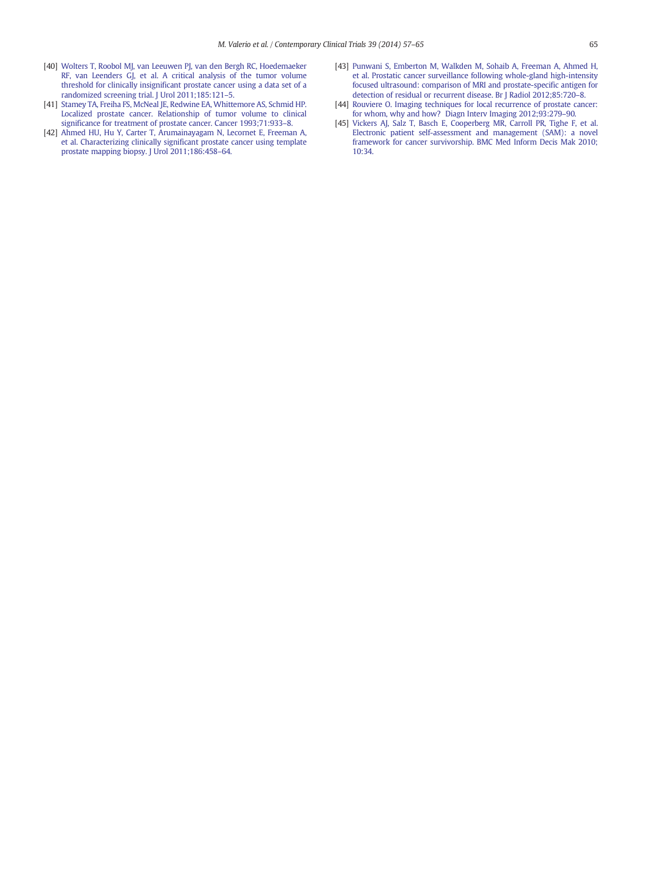[40] Wolters T, Roobol MJ, van Leeuwen PJ, van den Bergh RC, Hoedemaeker RF, van Leenders GJ, et al. A critical analysis of the tumor volume threshold for clinically insignificant prostate cancer using a data set of a randomized screening trial. J Urol 2011;185:121–5.

[41] Stamey TA, Freiha FS, McNeal JE, Redwine EA, Whittemore AS, Schmid HP. Localized prostate cancer. Relationship of tumor volume to clinical significance for treatment of prostate cancer. Cancer 1993;71:933–8.

[42] Ahmed HU, Hu Y, Carter T, Arumainayagam N, Lecornet E, Freeman A, et al. Characterizing clinically significant prostate cancer using template prostate mapping biopsy. J Urol 2011;186:458–64.

[43] Punwani S, Emberton M, Walkden M, Sohaib A, Freeman A, Ahmed H, et al. Prostatic cancer surveillance following whole-gland high-intensity focused ultrasound: comparison of MRI and prostate-specific antigen for detection of residual or recurrent disease. Br J Radiol 2012;85:720–8.

[44] Rouviere O. Imaging techniques for local recurrence of prostate cancer: for whom, why and how? Diagn Interv Imaging 2012;93:279–90.

[45] Vickers AJ, Salz T, Basch E, Cooperberg MR, Carroll PR, Tighe F, et al. Electronic patient self-assessment and management (SAM): a novel framework for cancer survivorship. BMC Med Inform Decis Mak 2010;10:34.